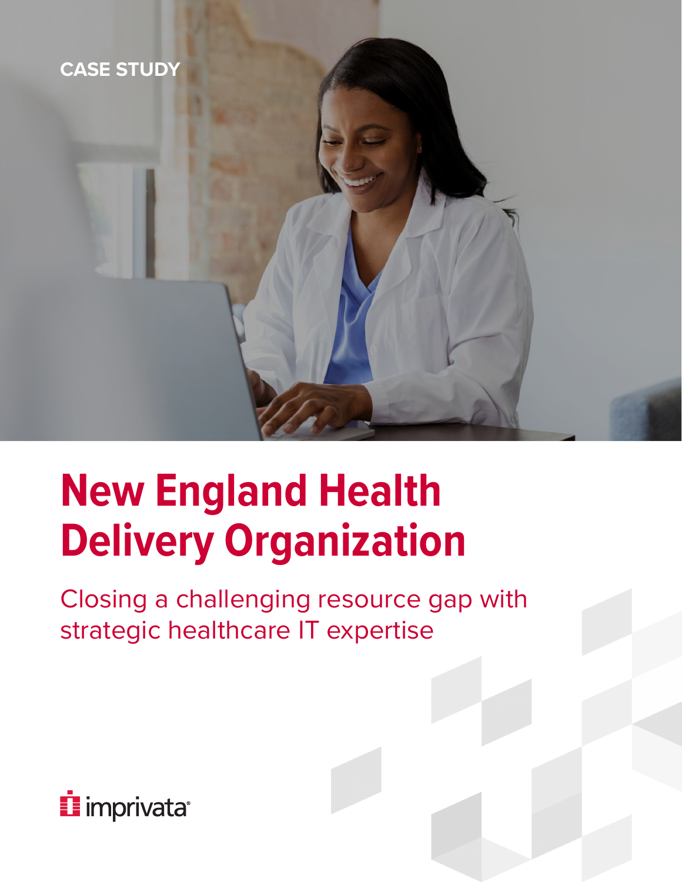CASE STUDY

# New England Health Delivery Organization

## Closing a challenging resource gap with strategic healthcare IT expertise

imprivata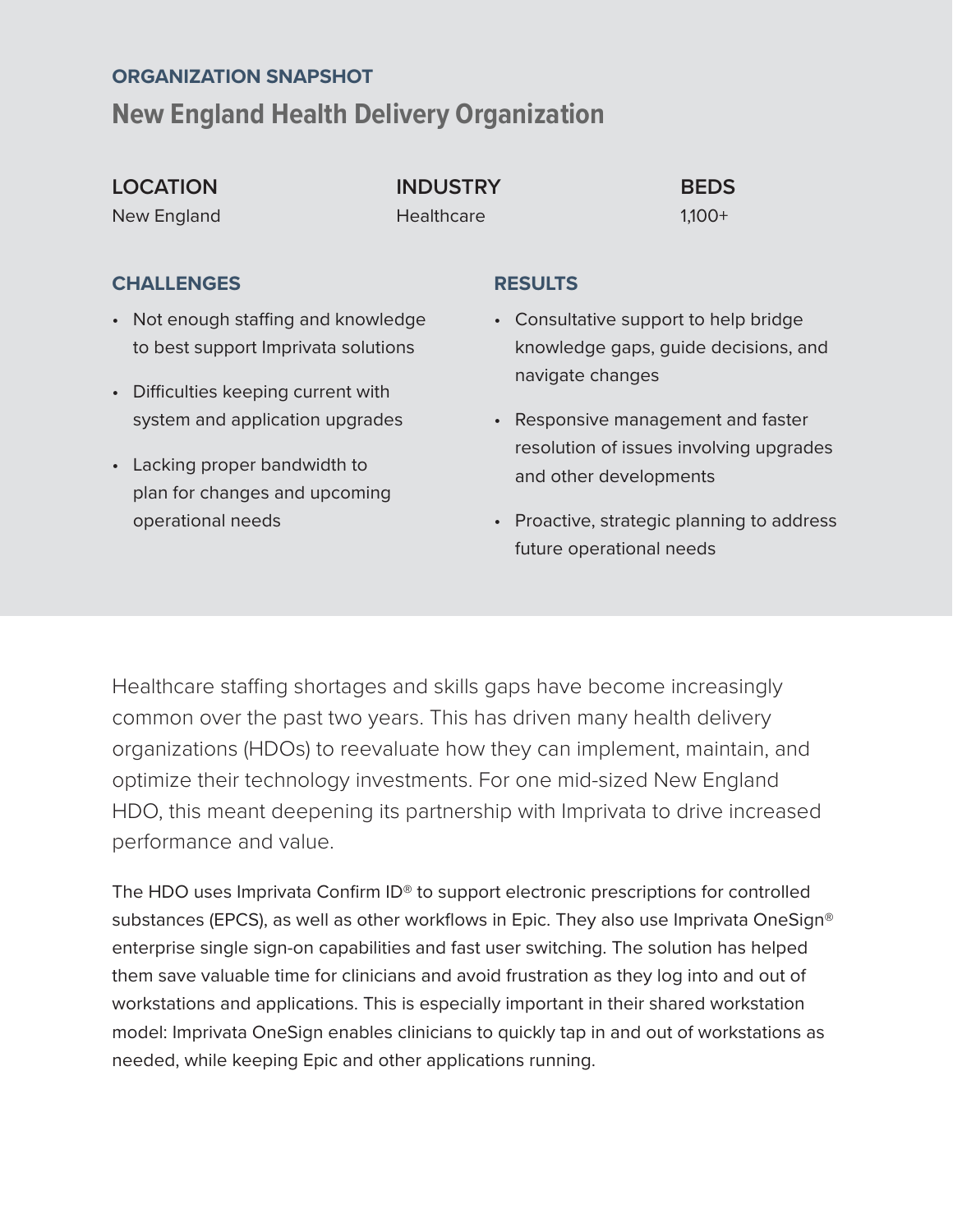## ORGANIZATION SNAPSHOT

# New England Health Delivery Organization

**LOCATION**
New England

**INDUSTRY**
Healthcare

**BEDS**
1,100+

### CHALLENGES

- Not enough staffing and knowledge to best support Imprivata solutions
- Difficulties keeping current with system and application upgrades
- Lacking proper bandwidth to plan for changes and upcoming operational needs

### RESULTS

- Consultative support to help bridge knowledge gaps, guide decisions, and navigate changes
- Responsive management and faster resolution of issues involving upgrades and other developments
- Proactive, strategic planning to address future operational needs

Healthcare staffing shortages and skills gaps have become increasingly common over the past two years. This has driven many health delivery organizations (HDOs) to reevaluate how they can implement, maintain, and optimize their technology investments. For one mid-sized New England HDO, this meant deepening its partnership with Imprivata to drive increased performance and value.

The HDO uses Imprivata Confirm ID® to support electronic prescriptions for controlled substances (EPCS), as well as other workflows in Epic. They also use Imprivata OneSign® enterprise single sign-on capabilities and fast user switching. The solution has helped them save valuable time for clinicians and avoid frustration as they log into and out of workstations and applications. This is especially important in their shared workstation model: Imprivata OneSign enables clinicians to quickly tap in and out of workstations as needed, while keeping Epic and other applications running.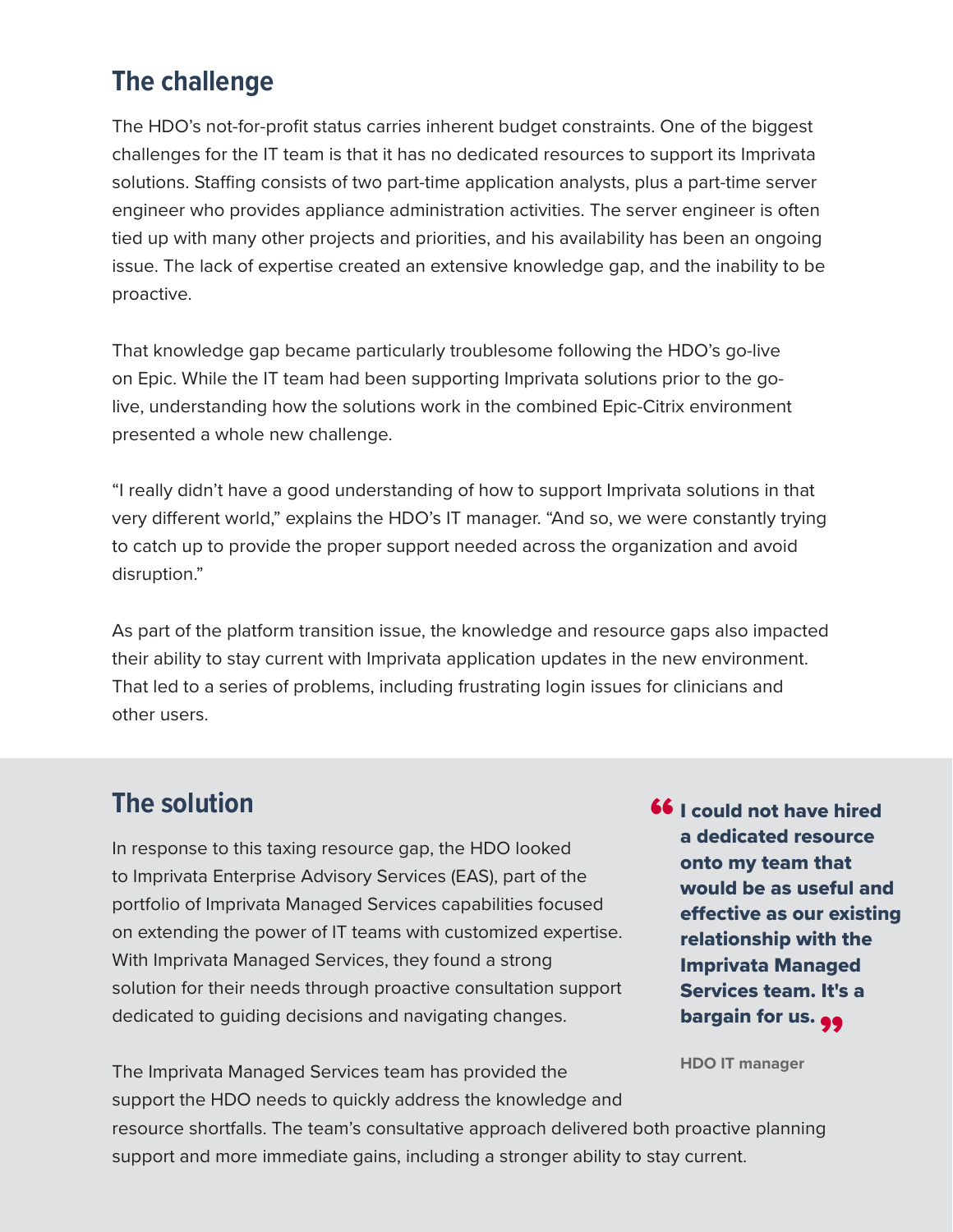## The challenge

The HDO's not-for-profit status carries inherent budget constraints. One of the biggest challenges for the IT team is that it has no dedicated resources to support its Imprivata solutions. Staffing consists of two part-time application analysts, plus a part-time server engineer who provides appliance administration activities. The server engineer is often tied up with many other projects and priorities, and his availability has been an ongoing issue. The lack of expertise created an extensive knowledge gap, and the inability to be proactive.

That knowledge gap became particularly troublesome following the HDO's go-live on Epic. While the IT team had been supporting Imprivata solutions prior to the go-live, understanding how the solutions work in the combined Epic-Citrix environment presented a whole new challenge.

"I really didn't have a good understanding of how to support Imprivata solutions in that very different world," explains the HDO's IT manager. "And so, we were constantly trying to catch up to provide the proper support needed across the organization and avoid disruption."

As part of the platform transition issue, the knowledge and resource gaps also impacted their ability to stay current with Imprivata application updates in the new environment. That led to a series of problems, including frustrating login issues for clinicians and other users.

## The solution

In response to this taxing resource gap, the HDO looked to Imprivata Enterprise Advisory Services (EAS), part of the portfolio of Imprivata Managed Services capabilities focused on extending the power of IT teams with customized expertise. With Imprivata Managed Services, they found a strong solution for their needs through proactive consultation support dedicated to guiding decisions and navigating changes.

The Imprivata Managed Services team has provided the support the HDO needs to quickly address the knowledge and resource shortfalls. The team's consultative approach delivered both proactive planning support and more immediate gains, including a stronger ability to stay current.

> **"I could not have hired a dedicated resource onto my team that would be as useful and effective as our existing relationship with the Imprivata Managed Services team. It's a bargain for us."**
>
> **HDO IT manager**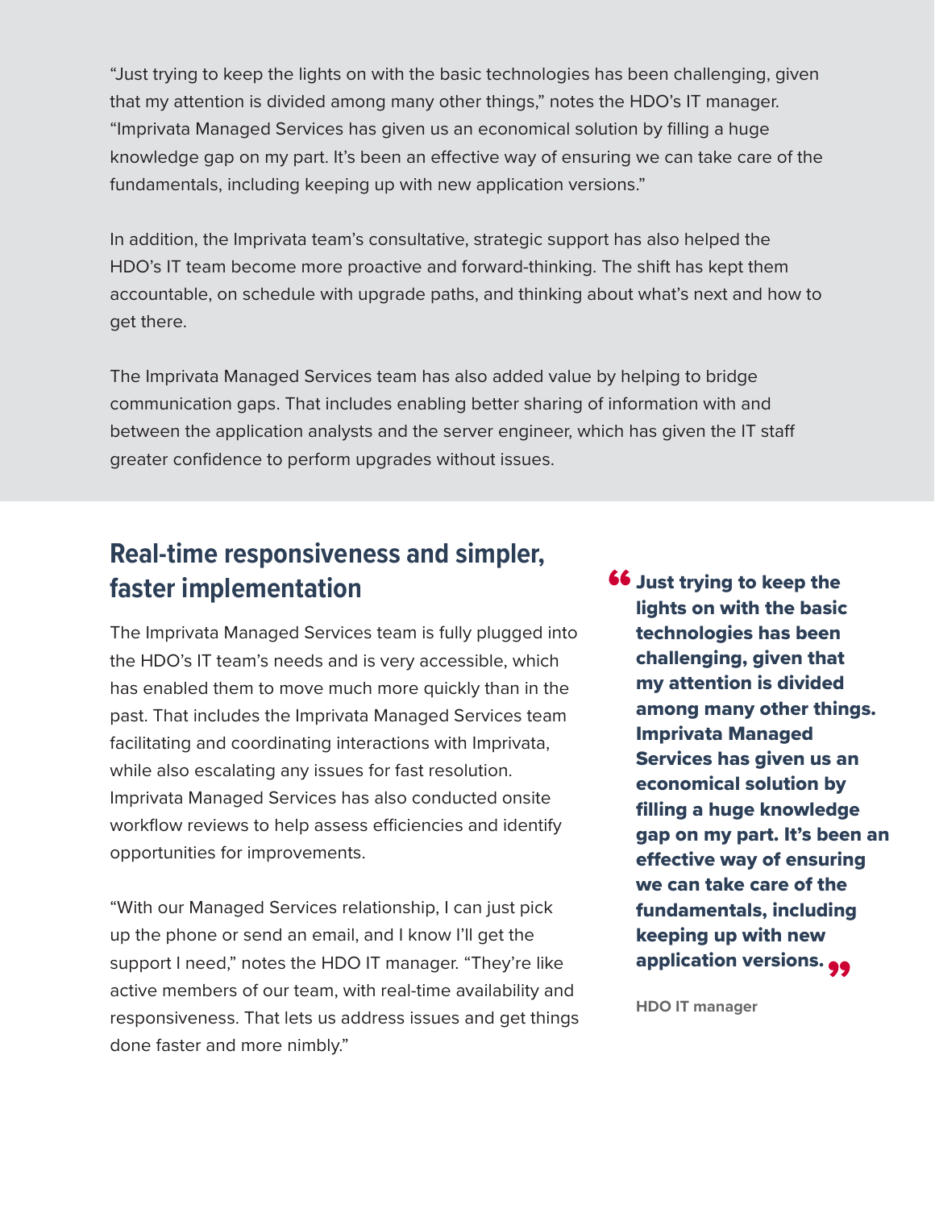"Just trying to keep the lights on with the basic technologies has been challenging, given that my attention is divided among many other things," notes the HDO's IT manager. "Imprivata Managed Services has given us an economical solution by filling a huge knowledge gap on my part. It's been an effective way of ensuring we can take care of the fundamentals, including keeping up with new application versions."

In addition, the Imprivata team's consultative, strategic support has also helped the HDO's IT team become more proactive and forward-thinking. The shift has kept them accountable, on schedule with upgrade paths, and thinking about what's next and how to get there.

The Imprivata Managed Services team has also added value by helping to bridge communication gaps. That includes enabling better sharing of information with and between the application analysts and the server engineer, which has given the IT staff greater confidence to perform upgrades without issues.

## Real-time responsiveness and simpler, faster implementation

The Imprivata Managed Services team is fully plugged into the HDO's IT team's needs and is very accessible, which has enabled them to move much more quickly than in the past. That includes the Imprivata Managed Services team facilitating and coordinating interactions with Imprivata, while also escalating any issues for fast resolution. Imprivata Managed Services has also conducted onsite workflow reviews to help assess efficiencies and identify opportunities for improvements.

"With our Managed Services relationship, I can just pick up the phone or send an email, and I know I'll get the support I need," notes the HDO IT manager. "They're like active members of our team, with real-time availability and responsiveness. That lets us address issues and get things done faster and more nimbly."

> **"Just trying to keep the lights on with the basic technologies has been challenging, given that my attention is divided among many other things. Imprivata Managed Services has given us an economical solution by filling a huge knowledge gap on my part. It's been an effective way of ensuring we can take care of the fundamentals, including keeping up with new application versions."**
>
> **HDO IT manager**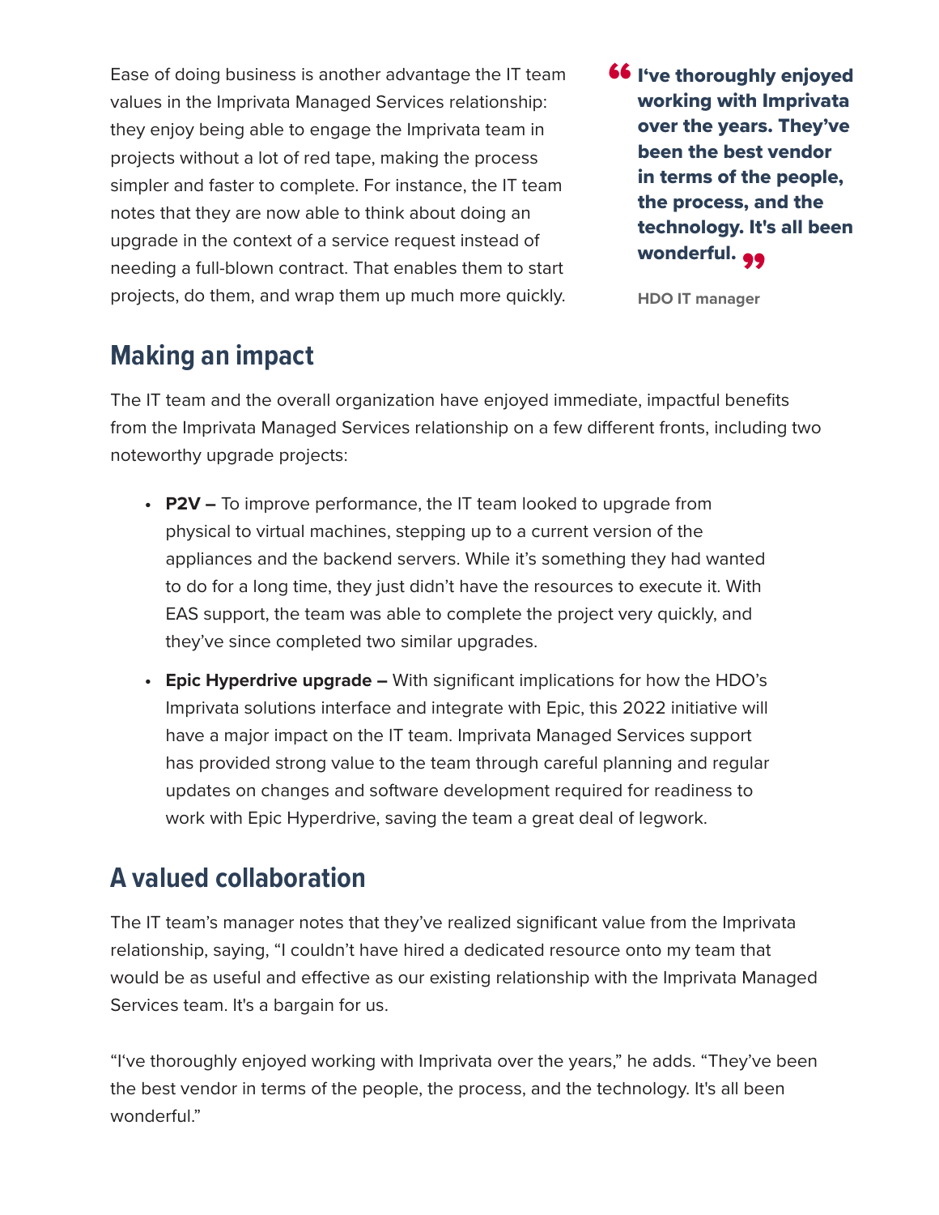Ease of doing business is another advantage the IT team values in the Imprivata Managed Services relationship: they enjoy being able to engage the Imprivata team in projects without a lot of red tape, making the process simpler and faster to complete. For instance, the IT team notes that they are now able to think about doing an upgrade in the context of a service request instead of needing a full-blown contract. That enables them to start projects, do them, and wrap them up much more quickly.

> **I've thoroughly enjoyed working with Imprivata over the years. They've been the best vendor in terms of the people, the process, and the technology. It's all been wonderful.**
>
> HDO IT manager

## Making an impact

The IT team and the overall organization have enjoyed immediate, impactful benefits from the Imprivata Managed Services relationship on a few different fronts, including two noteworthy upgrade projects:

- **P2V –** To improve performance, the IT team looked to upgrade from physical to virtual machines, stepping up to a current version of the appliances and the backend servers. While it's something they had wanted to do for a long time, they just didn't have the resources to execute it. With EAS support, the team was able to complete the project very quickly, and they've since completed two similar upgrades.
- **Epic Hyperdrive upgrade –** With significant implications for how the HDO's Imprivata solutions interface and integrate with Epic, this 2022 initiative will have a major impact on the IT team. Imprivata Managed Services support has provided strong value to the team through careful planning and regular updates on changes and software development required for readiness to work with Epic Hyperdrive, saving the team a great deal of legwork.

## A valued collaboration

The IT team's manager notes that they've realized significant value from the Imprivata relationship, saying, "I couldn't have hired a dedicated resource onto my team that would be as useful and effective as our existing relationship with the Imprivata Managed Services team. It's a bargain for us.

"I've thoroughly enjoyed working with Imprivata over the years," he adds. "They've been the best vendor in terms of the people, the process, and the technology. It's all been wonderful."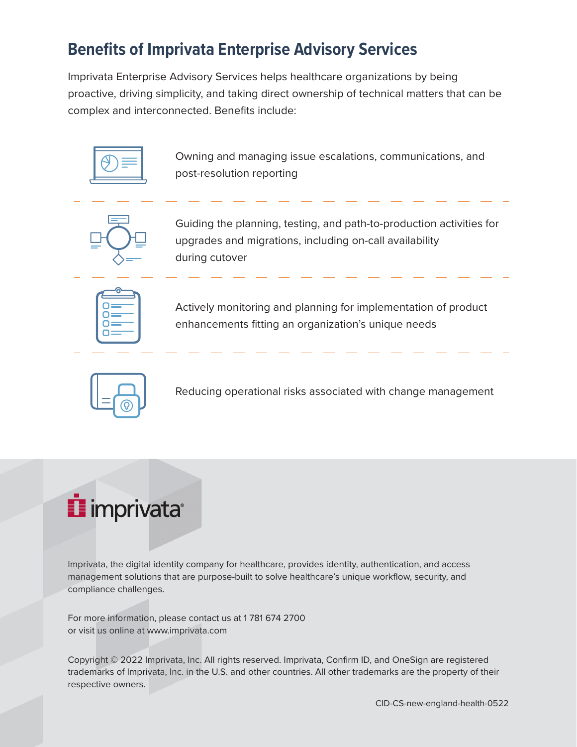## Benefits of Imprivata Enterprise Advisory Services

Imprivata Enterprise Advisory Services helps healthcare organizations by being proactive, driving simplicity, and taking direct ownership of technical matters that can be complex and interconnected. Benefits include:

- Owning and managing issue escalations, communications, and post-resolution reporting
- Guiding the planning, testing, and path-to-production activities for upgrades and migrations, including on-call availability during cutover
- Actively monitoring and planning for implementation of product enhancements fitting an organization's unique needs
- Reducing operational risks associated with change management

imprivata®

Imprivata, the digital identity company for healthcare, provides identity, authentication, and access management solutions that are purpose-built to solve healthcare's unique workflow, security, and compliance challenges.

For more information, please contact us at 1 781 674 2700
or visit us online at www.imprivata.com

Copyright © 2022 Imprivata, Inc. All rights reserved. Imprivata, Confirm ID, and OneSign are registered trademarks of Imprivata, Inc. in the U.S. and other countries. All other trademarks are the property of their respective owners.

CID-CS-new-england-health-0522